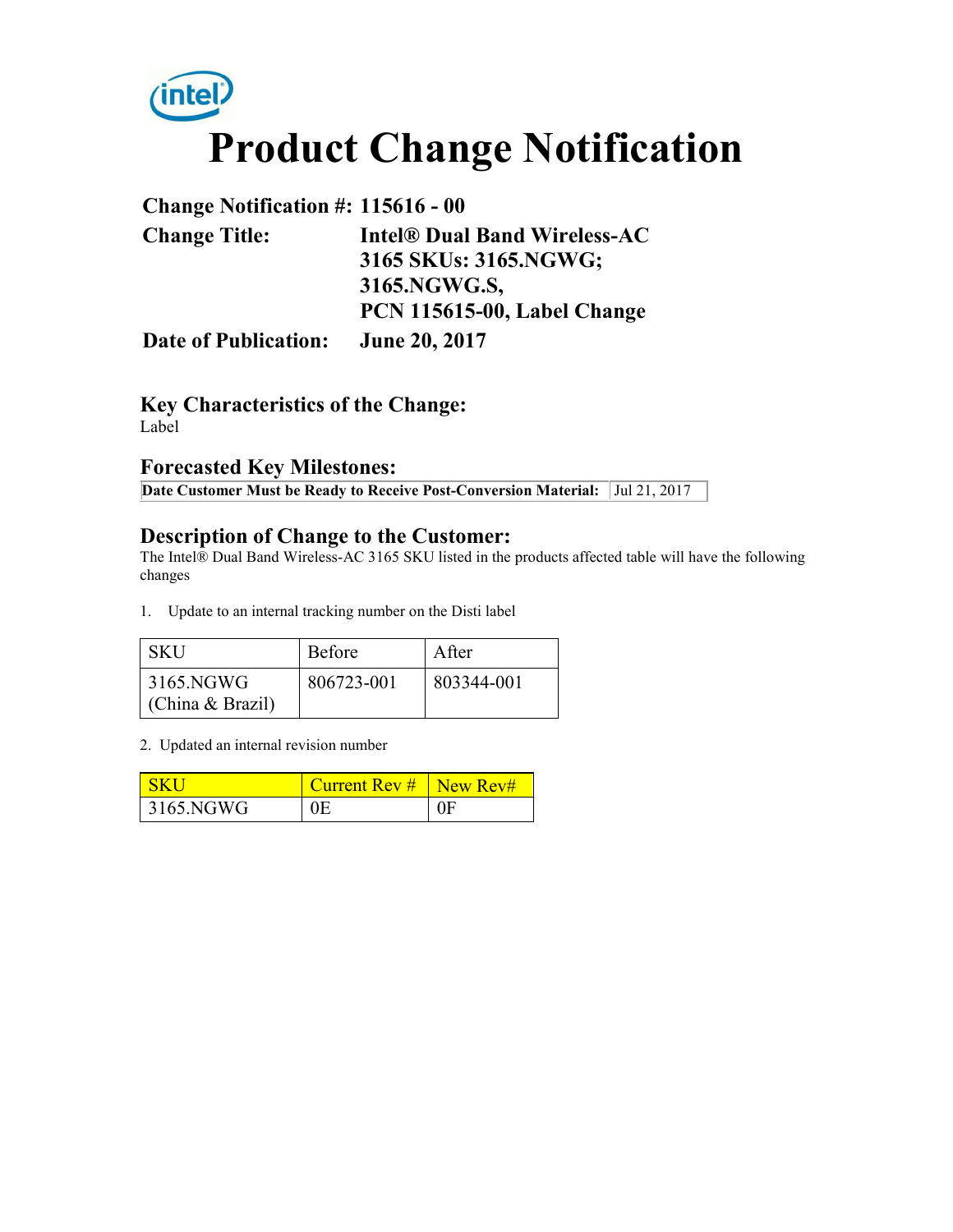# Product Change Notification

**Change Notification #:** 115616 - 00

**Change Title:** Intel® Dual Band Wireless-AC 3165 SKUs: 3165.NGWG; 3165.NGWG.S, PCN 115615-00, Label Change

**Date of Publication:** June 20, 2017

## Key Characteristics of the Change:

Label

## Forecasted Key Milestones:

| Date Customer Must be Ready to Receive Post-Conversion Material: | Jul 21, 2017 |
|---|---|

## Description of Change to the Customer:

The Intel® Dual Band Wireless-AC 3165 SKU listed in the products affected table will have the following changes

1. Update to an internal tracking number on the Disti label

| SKU | Before | After |
|---|---|---|
| 3165.NGWG (China & Brazil) | 806723-001 | 803344-001 |

2. Updated an internal revision number

| SKU | Current Rev # | New Rev# |
|---|---|---|
| 3165.NGWG | 0E | 0F |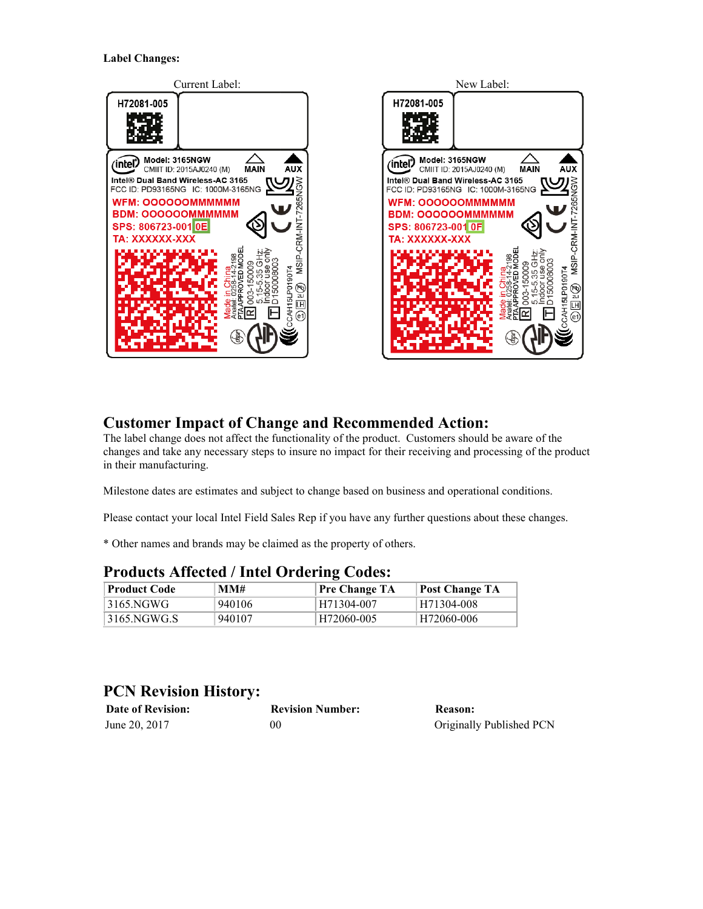**Label Changes:**

Current Label:

H72081-005

Model: 3165NGW
CMIIT ID: 2015AJ0240 (M)
MAIN AUX
Intel® Dual Band Wireless-AC 3165
FCC ID: PD93165NG IC: 1000M-3165NG
WFM: OOOOOOMMMMMM
BDM: OOOOOOMMMMMM
SPS: 806723-001 0E
TA: XXXXXX-XXX

New Label:

H72081-005

Model: 3165NGW
CMIIT ID: 2015AJ0240 (M)
MAIN AUX
Intel® Dual Band Wireless-AC 3165
FCC ID: PD93165NG IC: 1000M-3165NG
WFM: OOOOOOMMMMMM
BDM: OOOOOOMMMMMM
SPS: 806723-001 0F
TA: XXXXXX-XXX

## Customer Impact of Change and Recommended Action:

The label change does not affect the functionality of the product. Customers should be aware of the changes and take any necessary steps to insure no impact for their receiving and processing of the product in their manufacturing.

Milestone dates are estimates and subject to change based on business and operational conditions.

Please contact your local Intel Field Sales Rep if you have any further questions about these changes.

* Other names and brands may be claimed as the property of others.

## Products Affected / Intel Ordering Codes:

| Product Code | MM# | Pre Change TA | Post Change TA |
|---|---|---|---|
| 3165.NGWG | 940106 | H71304-007 | H71304-008 |
| 3165.NGWG.S | 940107 | H72060-005 | H72060-006 |

## PCN Revision History:

| Date of Revision: | Revision Number: | Reason: |
|---|---|---|
| June 20, 2017 | 00 | Originally Published PCN |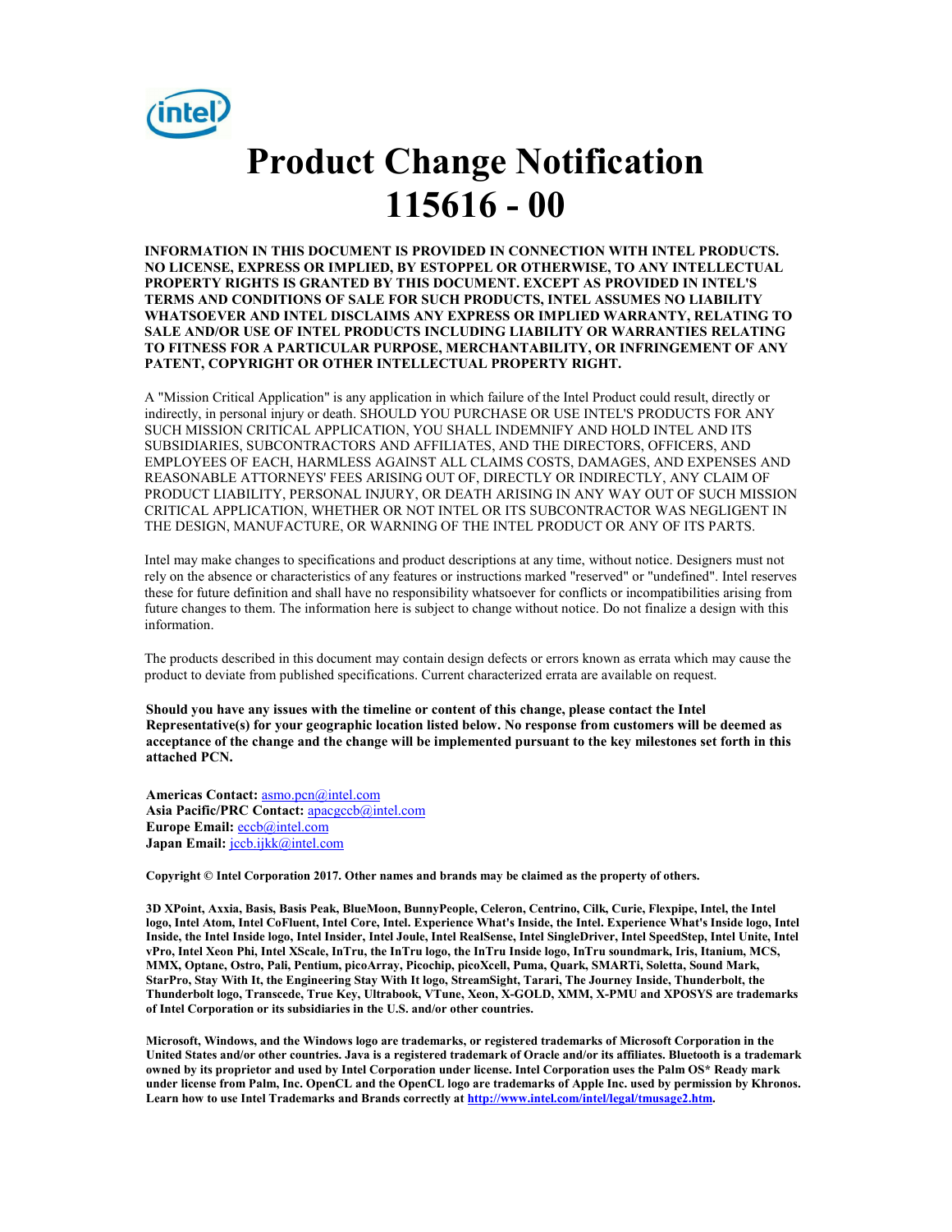# Product Change Notification
# 115616 - 00

**INFORMATION IN THIS DOCUMENT IS PROVIDED IN CONNECTION WITH INTEL PRODUCTS. NO LICENSE, EXPRESS OR IMPLIED, BY ESTOPPEL OR OTHERWISE, TO ANY INTELLECTUAL PROPERTY RIGHTS IS GRANTED BY THIS DOCUMENT. EXCEPT AS PROVIDED IN INTEL'S TERMS AND CONDITIONS OF SALE FOR SUCH PRODUCTS, INTEL ASSUMES NO LIABILITY WHATSOEVER AND INTEL DISCLAIMS ANY EXPRESS OR IMPLIED WARRANTY, RELATING TO SALE AND/OR USE OF INTEL PRODUCTS INCLUDING LIABILITY OR WARRANTIES RELATING TO FITNESS FOR A PARTICULAR PURPOSE, MERCHANTABILITY, OR INFRINGEMENT OF ANY PATENT, COPYRIGHT OR OTHER INTELLECTUAL PROPERTY RIGHT.**

A "Mission Critical Application" is any application in which failure of the Intel Product could result, directly or indirectly, in personal injury or death. SHOULD YOU PURCHASE OR USE INTEL'S PRODUCTS FOR ANY SUCH MISSION CRITICAL APPLICATION, YOU SHALL INDEMNIFY AND HOLD INTEL AND ITS SUBSIDIARIES, SUBCONTRACTORS AND AFFILIATES, AND THE DIRECTORS, OFFICERS, AND EMPLOYEES OF EACH, HARMLESS AGAINST ALL CLAIMS COSTS, DAMAGES, AND EXPENSES AND REASONABLE ATTORNEYS' FEES ARISING OUT OF, DIRECTLY OR INDIRECTLY, ANY CLAIM OF PRODUCT LIABILITY, PERSONAL INJURY, OR DEATH ARISING IN ANY WAY OUT OF SUCH MISSION CRITICAL APPLICATION, WHETHER OR NOT INTEL OR ITS SUBCONTRACTOR WAS NEGLIGENT IN THE DESIGN, MANUFACTURE, OR WARNING OF THE INTEL PRODUCT OR ANY OF ITS PARTS.

Intel may make changes to specifications and product descriptions at any time, without notice. Designers must not rely on the absence or characteristics of any features or instructions marked "reserved" or "undefined". Intel reserves these for future definition and shall have no responsibility whatsoever for conflicts or incompatibilities arising from future changes to them. The information here is subject to change without notice. Do not finalize a design with this information.

The products described in this document may contain design defects or errors known as errata which may cause the product to deviate from published specifications. Current characterized errata are available on request.

**Should you have any issues with the timeline or content of this change, please contact the Intel Representative(s) for your geographic location listed below. No response from customers will be deemed as acceptance of the change and the change will be implemented pursuant to the key milestones set forth in this attached PCN.**

**Americas Contact:** asmo.pcn@intel.com
**Asia Pacific/PRC Contact:** apacgccb@intel.com
**Europe Email:** eccb@intel.com
**Japan Email:** jccb.ijkk@intel.com

**Copyright © Intel Corporation 2017. Other names and brands may be claimed as the property of others.**

**3D XPoint, Axxia, Basis, Basis Peak, BlueMoon, BunnyPeople, Celeron, Centrino, Cilk, Curie, Flexpipe, Intel, the Intel logo, Intel Atom, Intel CoFluent, Intel Core, Intel. Experience What's Inside, the Intel. Experience What's Inside logo, Intel Inside, the Intel Inside logo, Intel Insider, Intel Joule, Intel RealSense, Intel SingleDriver, Intel SpeedStep, Intel Unite, Intel vPro, Intel Xeon Phi, Intel XScale, InTru, the InTru logo, the InTru Inside logo, InTru soundmark, Iris, Itanium, MCS, MMX, Optane, Ostro, Pali, Pentium, picoArray, Picochip, picoXcell, Puma, Quark, SMARTi, Soletta, Sound Mark, StarPro, Stay With It, the Engineering Stay With It logo, StreamSight, Tarari, The Journey Inside, Thunderbolt, the Thunderbolt logo, Transcede, True Key, Ultrabook, VTune, Xeon, X-GOLD, XMM, X-PMU and XPOSYS are trademarks of Intel Corporation or its subsidiaries in the U.S. and/or other countries.**

**Microsoft, Windows, and the Windows logo are trademarks, or registered trademarks of Microsoft Corporation in the United States and/or other countries. Java is a registered trademark of Oracle and/or its affiliates. Bluetooth is a trademark owned by its proprietor and used by Intel Corporation under license. Intel Corporation uses the Palm OS* Ready mark under license from Palm, Inc. OpenCL and the OpenCL logo are trademarks of Apple Inc. used by permission by Khronos. Learn how to use Intel Trademarks and Brands correctly at http://www.intel.com/intel/legal/tmusage2.htm.**